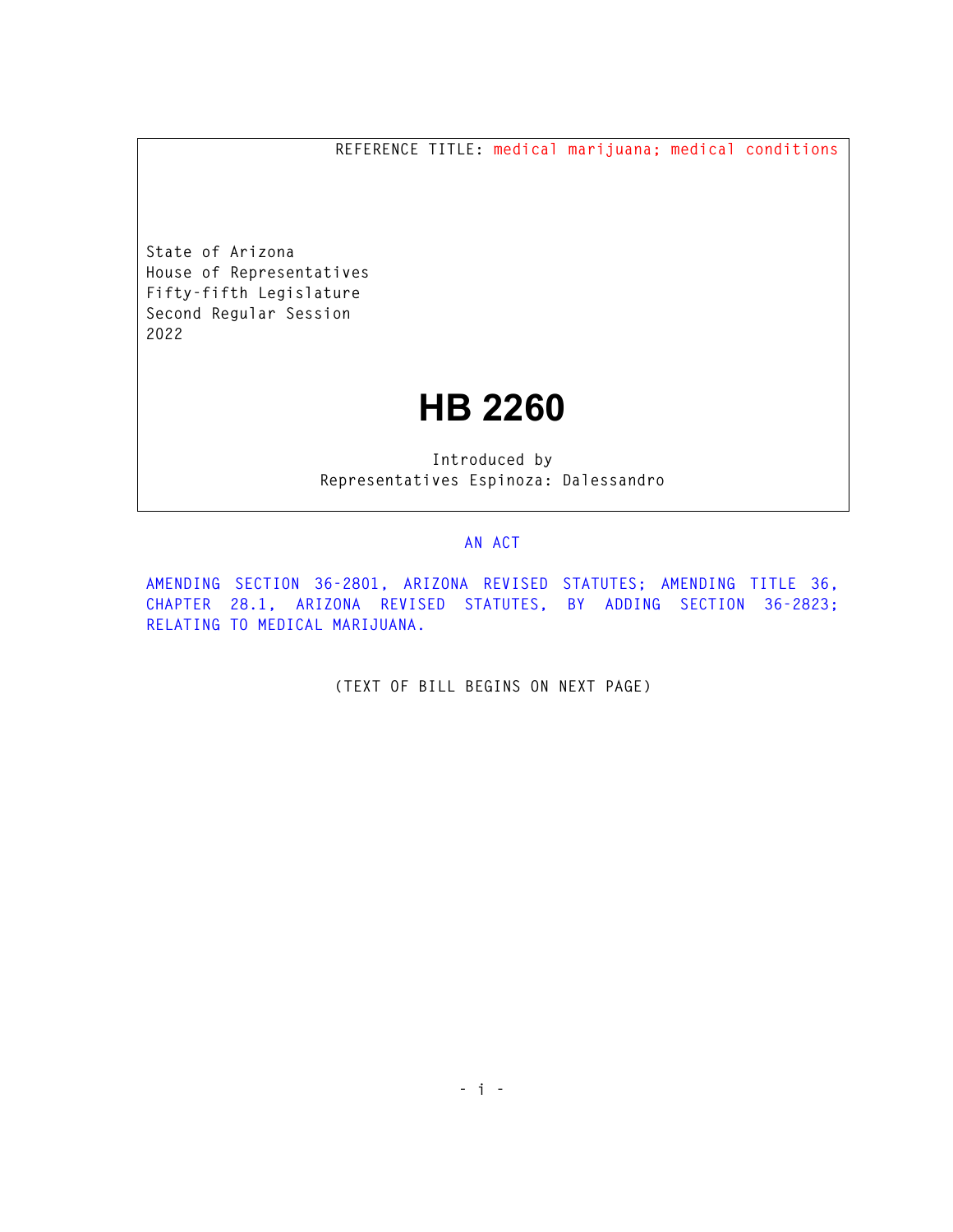REFERENCE TITLE: medical marijuana; medical conditions

State of Arizona
House of Representatives
Fifty-fifth Legislature
Second Regular Session
2022

# HB 2260

Introduced by
Representatives Espinoza: Dalessandro

AN ACT

AMENDING SECTION 36-2801, ARIZONA REVISED STATUTES; AMENDING TITLE 36, CHAPTER 28.1, ARIZONA REVISED STATUTES, BY ADDING SECTION 36-2823; RELATING TO MEDICAL MARIJUANA.

(TEXT OF BILL BEGINS ON NEXT PAGE)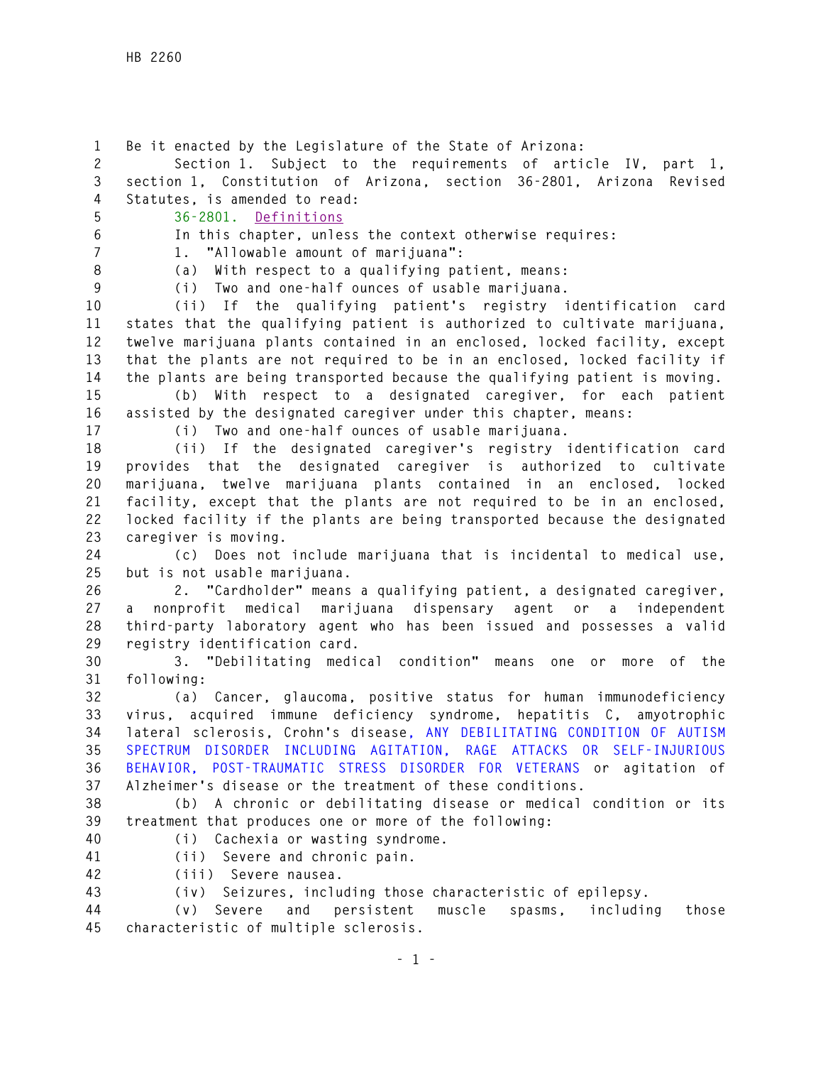Be it enacted by the Legislature of the State of Arizona:

Section 1. Subject to the requirements of article IV, part 1, section 1, Constitution of Arizona, section 36-2801, Arizona Revised Statutes, is amended to read:

36-2801. Definitions

In this chapter, unless the context otherwise requires:

1. "Allowable amount of marijuana":

(a) With respect to a qualifying patient, means:

(i) Two and one-half ounces of usable marijuana.

(ii) If the qualifying patient's registry identification card states that the qualifying patient is authorized to cultivate marijuana, twelve marijuana plants contained in an enclosed, locked facility, except that the plants are not required to be in an enclosed, locked facility if the plants are being transported because the qualifying patient is moving.

(b) With respect to a designated caregiver, for each patient assisted by the designated caregiver under this chapter, means:

(i) Two and one-half ounces of usable marijuana.

(ii) If the designated caregiver's registry identification card provides that the designated caregiver is authorized to cultivate marijuana, twelve marijuana plants contained in an enclosed, locked facility, except that the plants are not required to be in an enclosed, locked facility if the plants are being transported because the designated caregiver is moving.

(c) Does not include marijuana that is incidental to medical use, but is not usable marijuana.

2. "Cardholder" means a qualifying patient, a designated caregiver, a nonprofit medical marijuana dispensary agent or a independent third-party laboratory agent who has been issued and possesses a valid registry identification card.

3. "Debilitating medical condition" means one or more of the following:

(a) Cancer, glaucoma, positive status for human immunodeficiency virus, acquired immune deficiency syndrome, hepatitis C, amyotrophic lateral sclerosis, Crohn's disease, ANY DEBILITATING CONDITION OF AUTISM SPECTRUM DISORDER INCLUDING AGITATION, RAGE ATTACKS OR SELF-INJURIOUS BEHAVIOR, POST-TRAUMATIC STRESS DISORDER FOR VETERANS or agitation of Alzheimer's disease or the treatment of these conditions.

(b) A chronic or debilitating disease or medical condition or its treatment that produces one or more of the following:

(i) Cachexia or wasting syndrome.

(ii) Severe and chronic pain.

(iii) Severe nausea.

(iv) Seizures, including those characteristic of epilepsy.

(v) Severe and persistent muscle spasms, including those characteristic of multiple sclerosis.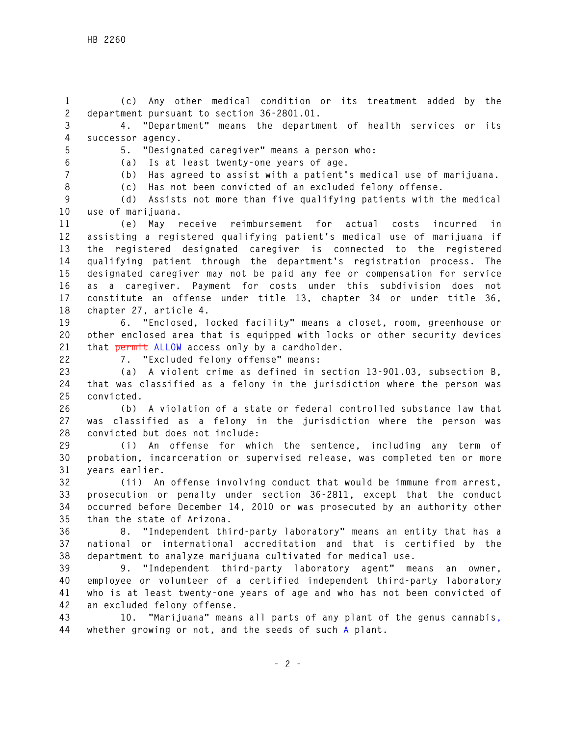(c) Any other medical condition or its treatment added by the department pursuant to section 36-2801.01.

4. "Department" means the department of health services or its successor agency.

5. "Designated caregiver" means a person who:

(a) Is at least twenty-one years of age.

(b) Has agreed to assist with a patient's medical use of marijuana.

(c) Has not been convicted of an excluded felony offense.

(d) Assists not more than five qualifying patients with the medical use of marijuana.

(e) May receive reimbursement for actual costs incurred in assisting a registered qualifying patient's medical use of marijuana if the registered designated caregiver is connected to the registered qualifying patient through the department's registration process. The designated caregiver may not be paid any fee or compensation for service as a caregiver. Payment for costs under this subdivision does not constitute an offense under title 13, chapter 34 or under title 36, chapter 27, article 4.

6. "Enclosed, locked facility" means a closet, room, greenhouse or other enclosed area that is equipped with locks or other security devices that ~~permit~~ ALLOW access only by a cardholder.

7. "Excluded felony offense" means:

(a) A violent crime as defined in section 13-901.03, subsection B, that was classified as a felony in the jurisdiction where the person was convicted.

(b) A violation of a state or federal controlled substance law that was classified as a felony in the jurisdiction where the person was convicted but does not include:

(i) An offense for which the sentence, including any term of probation, incarceration or supervised release, was completed ten or more years earlier.

(ii) An offense involving conduct that would be immune from arrest, prosecution or penalty under section 36-2811, except that the conduct occurred before December 14, 2010 or was prosecuted by an authority other than the state of Arizona.

8. "Independent third-party laboratory" means an entity that has a national or international accreditation and that is certified by the department to analyze marijuana cultivated for medical use.

9. "Independent third-party laboratory agent" means an owner, employee or volunteer of a certified independent third-party laboratory who is at least twenty-one years of age and who has not been convicted of an excluded felony offense.

10. "Marijuana" means all parts of any plant of the genus cannabis, whether growing or not, and the seeds of such A plant.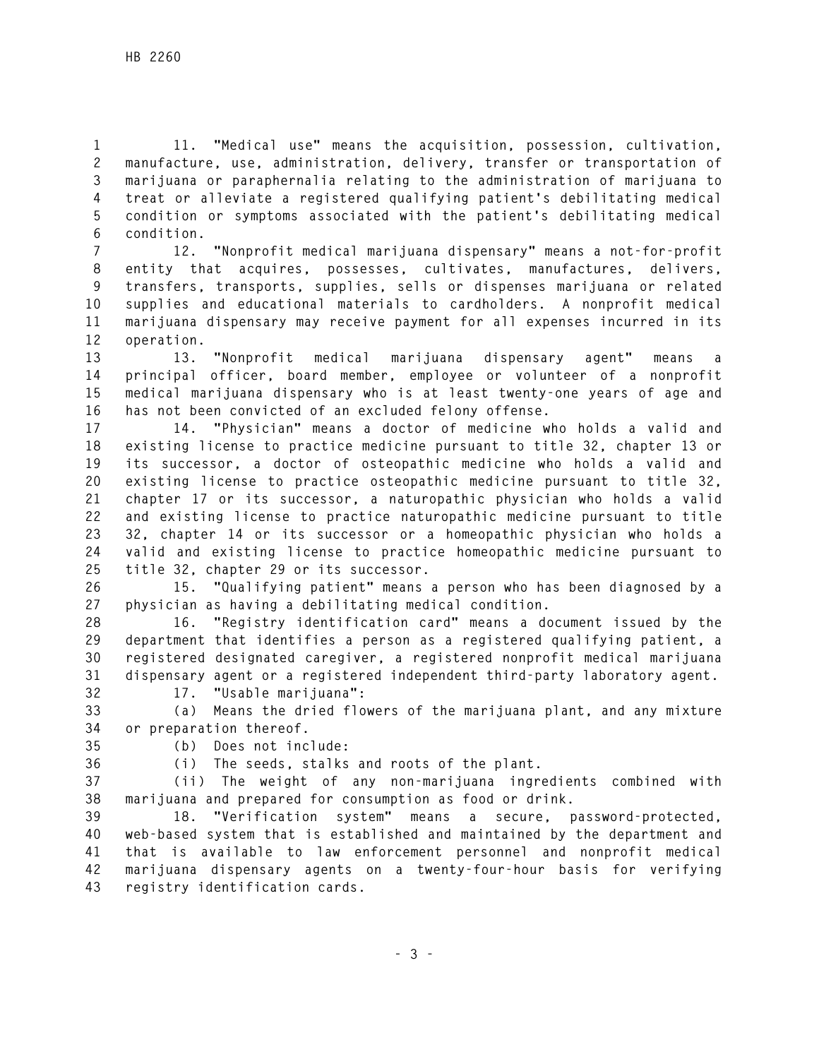11. "Medical use" means the acquisition, possession, cultivation, manufacture, use, administration, delivery, transfer or transportation of marijuana or paraphernalia relating to the administration of marijuana to treat or alleviate a registered qualifying patient's debilitating medical condition or symptoms associated with the patient's debilitating medical condition.

12. "Nonprofit medical marijuana dispensary" means a not-for-profit entity that acquires, possesses, cultivates, manufactures, delivers, transfers, transports, supplies, sells or dispenses marijuana or related supplies and educational materials to cardholders. A nonprofit medical marijuana dispensary may receive payment for all expenses incurred in its operation.

13. "Nonprofit medical marijuana dispensary agent" means a principal officer, board member, employee or volunteer of a nonprofit medical marijuana dispensary who is at least twenty-one years of age and has not been convicted of an excluded felony offense.

14. "Physician" means a doctor of medicine who holds a valid and existing license to practice medicine pursuant to title 32, chapter 13 or its successor, a doctor of osteopathic medicine who holds a valid and existing license to practice osteopathic medicine pursuant to title 32, chapter 17 or its successor, a naturopathic physician who holds a valid and existing license to practice naturopathic medicine pursuant to title 32, chapter 14 or its successor or a homeopathic physician who holds a valid and existing license to practice homeopathic medicine pursuant to title 32, chapter 29 or its successor.

15. "Qualifying patient" means a person who has been diagnosed by a physician as having a debilitating medical condition.

16. "Registry identification card" means a document issued by the department that identifies a person as a registered qualifying patient, a registered designated caregiver, a registered nonprofit medical marijuana dispensary agent or a registered independent third-party laboratory agent.

17. "Usable marijuana":

(a) Means the dried flowers of the marijuana plant, and any mixture or preparation thereof.

(b) Does not include:

(i) The seeds, stalks and roots of the plant.

(ii) The weight of any non-marijuana ingredients combined with marijuana and prepared for consumption as food or drink.

18. "Verification system" means a secure, password-protected, web-based system that is established and maintained by the department and that is available to law enforcement personnel and nonprofit medical marijuana dispensary agents on a twenty-four-hour basis for verifying registry identification cards.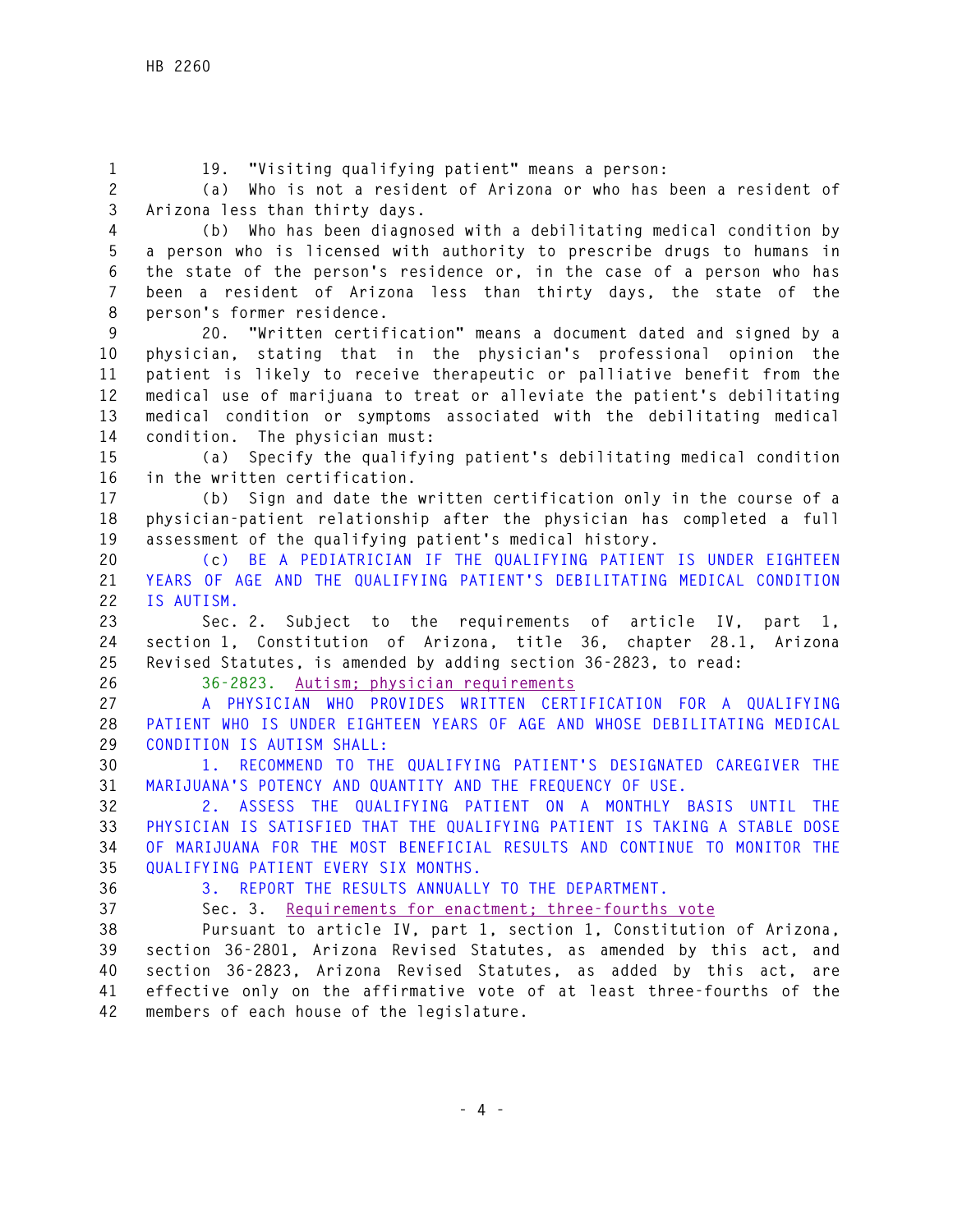19. "Visiting qualifying patient" means a person:

(a) Who is not a resident of Arizona or who has been a resident of Arizona less than thirty days.

(b) Who has been diagnosed with a debilitating medical condition by a person who is licensed with authority to prescribe drugs to humans in the state of the person's residence or, in the case of a person who has been a resident of Arizona less than thirty days, the state of the person's former residence.

20. "Written certification" means a document dated and signed by a physician, stating that in the physician's professional opinion the patient is likely to receive therapeutic or palliative benefit from the medical use of marijuana to treat or alleviate the patient's debilitating medical condition or symptoms associated with the debilitating medical condition. The physician must:

(a) Specify the qualifying patient's debilitating medical condition in the written certification.

(b) Sign and date the written certification only in the course of a physician-patient relationship after the physician has completed a full assessment of the qualifying patient's medical history.

(c) BE A PEDIATRICIAN IF THE QUALIFYING PATIENT IS UNDER EIGHTEEN YEARS OF AGE AND THE QUALIFYING PATIENT'S DEBILITATING MEDICAL CONDITION IS AUTISM.

Sec. 2. Subject to the requirements of article IV, part 1, section 1, Constitution of Arizona, title 36, chapter 28.1, Arizona Revised Statutes, is amended by adding section 36-2823, to read:

36-2823. Autism; physician requirements

A PHYSICIAN WHO PROVIDES WRITTEN CERTIFICATION FOR A QUALIFYING PATIENT WHO IS UNDER EIGHTEEN YEARS OF AGE AND WHOSE DEBILITATING MEDICAL CONDITION IS AUTISM SHALL:

1. RECOMMEND TO THE QUALIFYING PATIENT'S DESIGNATED CAREGIVER THE MARIJUANA'S POTENCY AND QUANTITY AND THE FREQUENCY OF USE.

2. ASSESS THE QUALIFYING PATIENT ON A MONTHLY BASIS UNTIL THE PHYSICIAN IS SATISFIED THAT THE QUALIFYING PATIENT IS TAKING A STABLE DOSE OF MARIJUANA FOR THE MOST BENEFICIAL RESULTS AND CONTINUE TO MONITOR THE QUALIFYING PATIENT EVERY SIX MONTHS.

3. REPORT THE RESULTS ANNUALLY TO THE DEPARTMENT.

Sec. 3. Requirements for enactment; three-fourths vote

Pursuant to article IV, part 1, section 1, Constitution of Arizona, section 36-2801, Arizona Revised Statutes, as amended by this act, and section 36-2823, Arizona Revised Statutes, as added by this act, are effective only on the affirmative vote of at least three-fourths of the members of each house of the legislature.